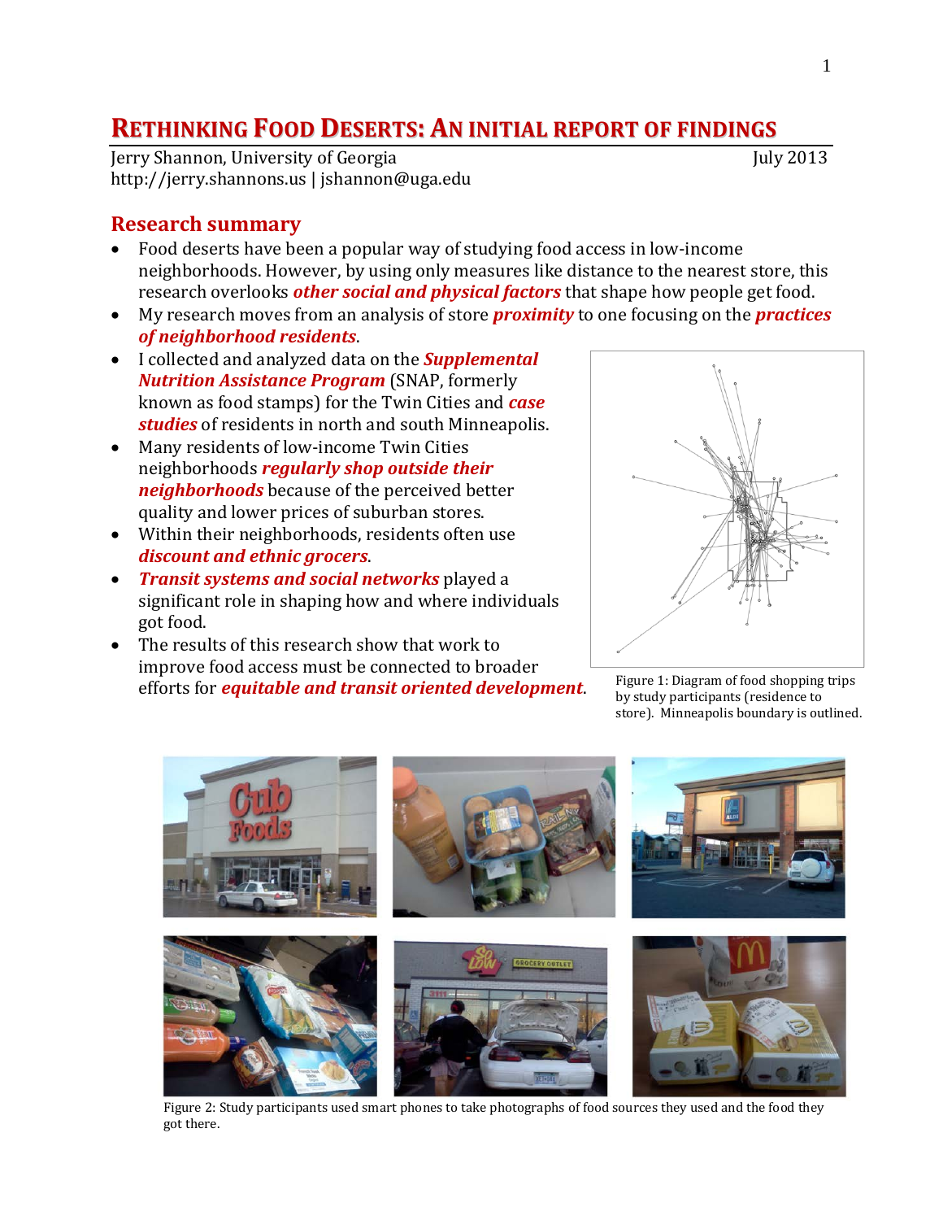# RETHINKING FOOD DESERTS: AN INITIAL REPORT OF FINDINGS

Jerry Shannon, University of Georgia — July 2013
http://jerry.shannons.us | jshannon@uga.edu

## Research summary

- Food deserts have been a popular way of studying food access in low-income neighborhoods. However, by using only measures like distance to the nearest store, this research overlooks ***other social and physical factors*** that shape how people get food.
- My research moves from an analysis of store ***proximity*** to one focusing on the ***practices of neighborhood residents***.
- I collected and analyzed data on the ***Supplemental Nutrition Assistance Program*** (SNAP, formerly known as food stamps) for the Twin Cities and ***case studies*** of residents in north and south Minneapolis.
- Many residents of low-income Twin Cities neighborhoods ***regularly shop outside their neighborhoods*** because of the perceived better quality and lower prices of suburban stores.
- Within their neighborhoods, residents often use ***discount and ethnic grocers***.
- ***Transit systems and social networks*** played a significant role in shaping how and where individuals got food.
- The results of this research show that work to improve food access must be connected to broader efforts for ***equitable and transit oriented development***.

Figure 1: Diagram of food shopping trips by study participants (residence to store). Minneapolis boundary is outlined.

Figure 2: Study participants used smart phones to take photographs of food sources they used and the food they got there.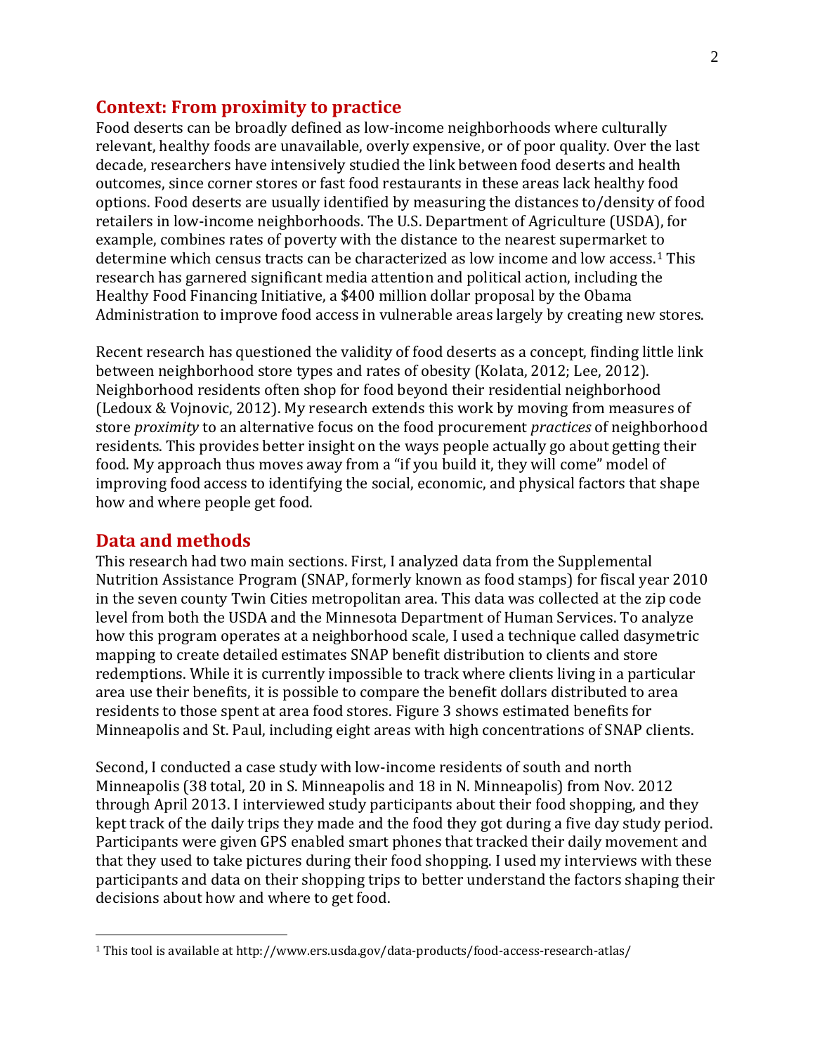## Context: From proximity to practice

Food deserts can be broadly defined as low-income neighborhoods where culturally relevant, healthy foods are unavailable, overly expensive, or of poor quality. Over the last decade, researchers have intensively studied the link between food deserts and health outcomes, since corner stores or fast food restaurants in these areas lack healthy food options. Food deserts are usually identified by measuring the distances to/density of food retailers in low-income neighborhoods. The U.S. Department of Agriculture (USDA), for example, combines rates of poverty with the distance to the nearest supermarket to determine which census tracts can be characterized as low income and low access.[1] This research has garnered significant media attention and political action, including the Healthy Food Financing Initiative, a $400 million dollar proposal by the Obama Administration to improve food access in vulnerable areas largely by creating new stores.

Recent research has questioned the validity of food deserts as a concept, finding little link between neighborhood store types and rates of obesity (Kolata, 2012; Lee, 2012). Neighborhood residents often shop for food beyond their residential neighborhood (Ledoux & Vojnovic, 2012). My research extends this work by moving from measures of store *proximity* to an alternative focus on the food procurement *practices* of neighborhood residents. This provides better insight on the ways people actually go about getting their food. My approach thus moves away from a "if you build it, they will come" model of improving food access to identifying the social, economic, and physical factors that shape how and where people get food.

## Data and methods

This research had two main sections. First, I analyzed data from the Supplemental Nutrition Assistance Program (SNAP, formerly known as food stamps) for fiscal year 2010 in the seven county Twin Cities metropolitan area. This data was collected at the zip code level from both the USDA and the Minnesota Department of Human Services. To analyze how this program operates at a neighborhood scale, I used a technique called dasymetric mapping to create detailed estimates SNAP benefit distribution to clients and store redemptions. While it is currently impossible to track where clients living in a particular area use their benefits, it is possible to compare the benefit dollars distributed to area residents to those spent at area food stores. Figure 3 shows estimated benefits for Minneapolis and St. Paul, including eight areas with high concentrations of SNAP clients.

Second, I conducted a case study with low-income residents of south and north Minneapolis (38 total, 20 in S. Minneapolis and 18 in N. Minneapolis) from Nov. 2012 through April 2013. I interviewed study participants about their food shopping, and they kept track of the daily trips they made and the food they got during a five day study period. Participants were given GPS enabled smart phones that tracked their daily movement and that they used to take pictures during their food shopping. I used my interviews with these participants and data on their shopping trips to better understand the factors shaping their decisions about how and where to get food.

[1] This tool is available at http://www.ers.usda.gov/data-products/food-access-research-atlas/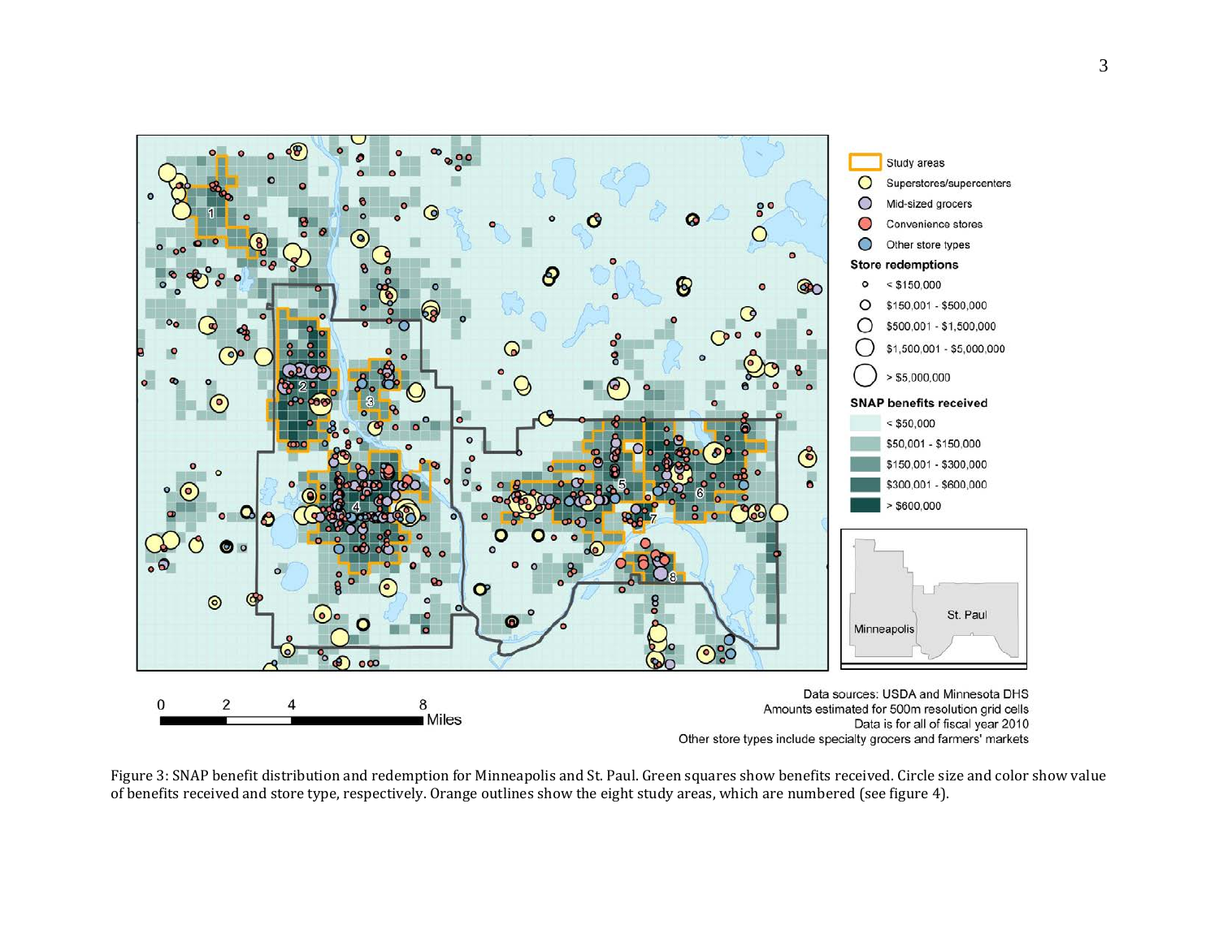Figure 3: SNAP benefit distribution and redemption for Minneapolis and St. Paul. Green squares show benefits received. Circle size and color show value of benefits received and store type, respectively. Orange outlines show the eight study areas, which are numbered (see figure 4).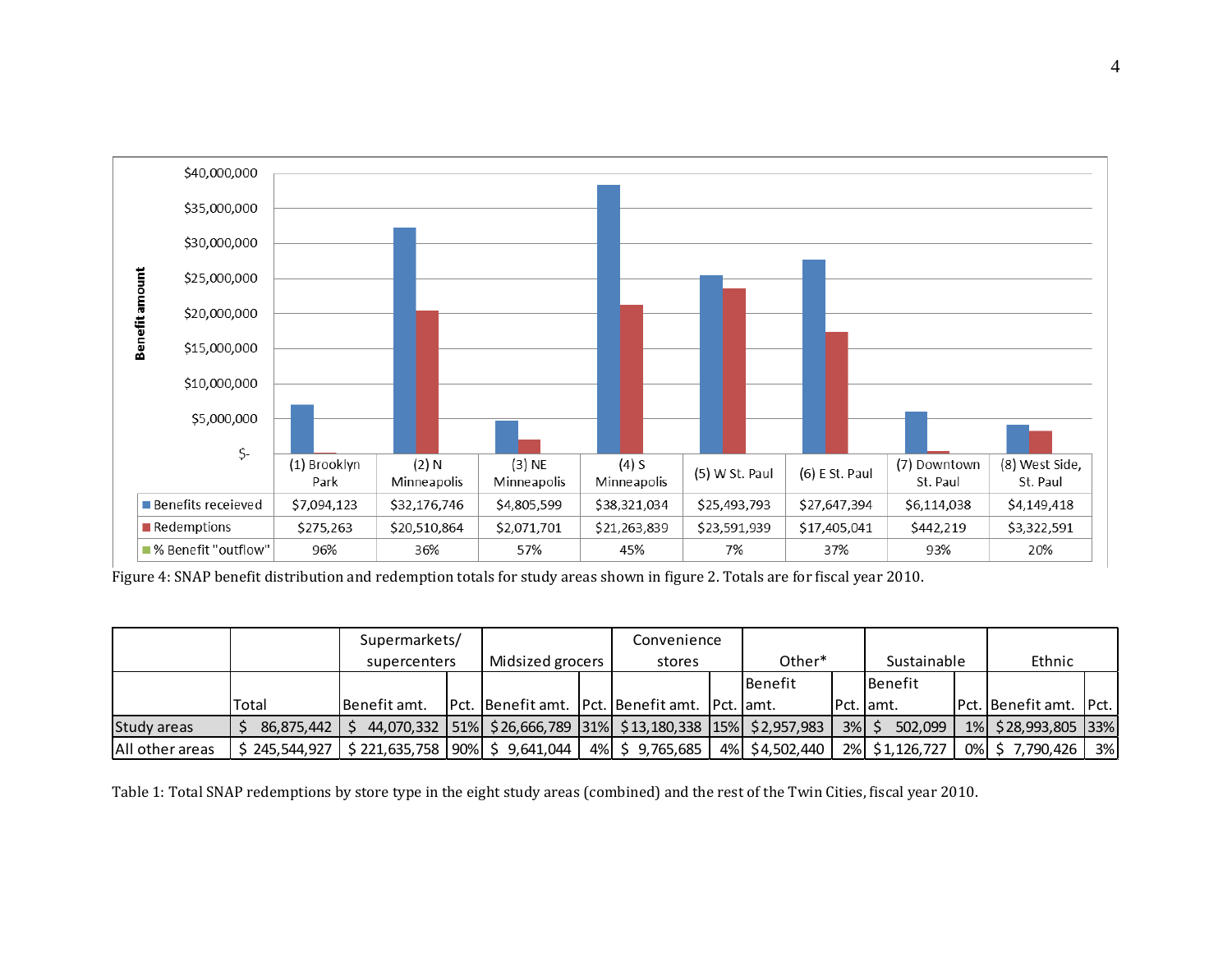| | (1) Brooklyn Park | (2) N Minneapolis | (3) NE Minneapolis | (4) S Minneapolis | (5) W St. Paul | (6) E St. Paul | (7) Downtown St. Paul | (8) West Side, St. Paul |
|---|---|---|---|---|---|---|---|---|
| Benefits receieved | $7,094,123 | $32,176,746 | $4,805,599 | $38,321,034 | $25,493,793 | $27,647,394 | $6,114,038 | $4,149,418 |
| Redemptions | $275,263 | $20,510,864 | $2,071,701 | $21,263,839 | $23,591,939 | $17,405,041 | $442,219 | $3,322,591 |
| % Benefit "outflow" | 96% | 36% | 57% | 45% | 7% | 37% | 93% | 20% |

Figure 4: SNAP benefit distribution and redemption totals for study areas shown in figure 2. Totals are for fiscal year 2010.

| | | Supermarkets/ supercenters | | Midsized grocers | | Convenience stores | | Other* | | Sustainable | | Ethnic | |
|---|---|---|---|---|---|---|---|---|---|---|---|---|---|
| | Total | Benefit amt. | Pct. | Benefit amt. | Pct. | Benefit amt. | Pct. | Benefit amt. | Pct. | Benefit amt. | Pct. | Benefit amt. | Pct. |
| Study areas | $ 86,875,442 | $ 44,070,332 | 51% | $ 26,666,789 | 31% | $ 13,180,338 | 15% | $ 2,957,983 | 3% | $ 502,099 | 1% | $ 28,993,805 | 33% |
| All other areas | $ 245,544,927 | $ 221,635,758 | 90% | $ 9,641,044 | 4% | $ 9,765,685 | 4% | $ 4,502,440 | 2% | $ 1,126,727 | 0% | $ 7,790,426 | 3% |

Table 1: Total SNAP redemptions by store type in the eight study areas (combined) and the rest of the Twin Cities, fiscal year 2010.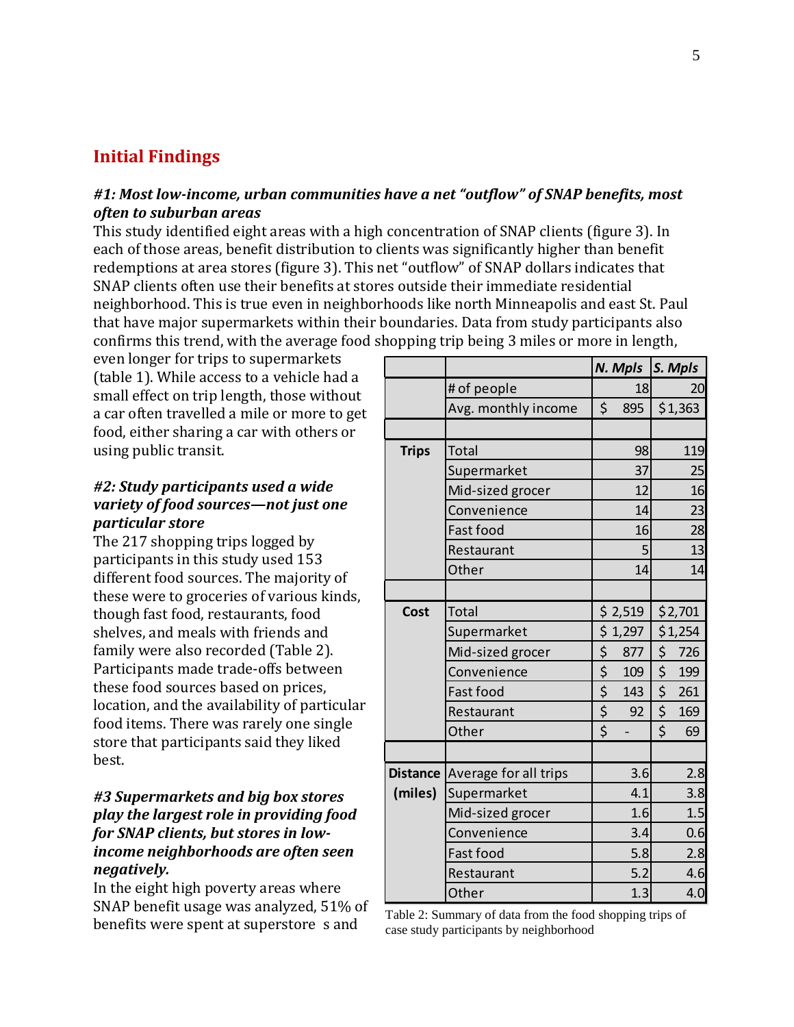## Initial Findings

### *#1: Most low-income, urban communities have a net "outflow" of SNAP benefits, most often to suburban areas*

This study identified eight areas with a high concentration of SNAP clients (figure 3). In each of those areas, benefit distribution to clients was significantly higher than benefit redemptions at area stores (figure 3). This net "outflow" of SNAP dollars indicates that SNAP clients often use their benefits at stores outside their immediate residential neighborhood. This is true even in neighborhoods like north Minneapolis and east St. Paul that have major supermarkets within their boundaries. Data from study participants also confirms this trend, with the average food shopping trip being 3 miles or more in length, even longer for trips to supermarkets (table 1). While access to a vehicle had a small effect on trip length, those without a car often travelled a mile or more to get food, either sharing a car with others or using public transit.

### *#2: Study participants used a wide variety of food sources—not just one particular store*

The 217 shopping trips logged by participants in this study used 153 different food sources. The majority of these were to groceries of various kinds, though fast food, restaurants, food shelves, and meals with friends and family were also recorded (Table 2). Participants made trade-offs between these food sources based on prices, location, and the availability of particular food items. There was rarely one single store that participants said they liked best.

### *#3 Supermarkets and big box stores play the largest role in providing food for SNAP clients, but stores in low-income neighborhoods are often seen negatively.*

In the eight high poverty areas where SNAP benefit usage was analyzed, 51% of benefits were spent at superstore s and

| | | *N. Mpls* | *S. Mpls* |
|---|---|---|---|
| | # of people | 18 | 20 |
| | Avg. monthly income | $ 895 | $1,363 |
| | | | |
| **Trips** | Total | 98 | 119 |
| | Supermarket | 37 | 25 |
| | Mid-sized grocer | 12 | 16 |
| | Convenience | 14 | 23 |
| | Fast food | 16 | 28 |
| | Restaurant | 5 | 13 |
| | Other | 14 | 14 |
| | | | |
| **Cost** | Total | $ 2,519 | $2,701 |
| | Supermarket | $ 1,297 | $1,254 |
| | Mid-sized grocer | $ 877 | $ 726 |
| | Convenience | $ 109 | $ 199 |
| | Fast food | $ 143 | $ 261 |
| | Restaurant | $ 92 | $ 169 |
| | Other | $ - | $ 69 |
| | | | |
| **Distance (miles)** | Average for all trips | 3.6 | 2.8 |
| | Supermarket | 4.1 | 3.8 |
| | Mid-sized grocer | 1.6 | 1.5 |
| | Convenience | 3.4 | 0.6 |
| | Fast food | 5.8 | 2.8 |
| | Restaurant | 5.2 | 4.6 |
| | Other | 1.3 | 4.0 |

Table 2: Summary of data from the food shopping trips of case study participants by neighborhood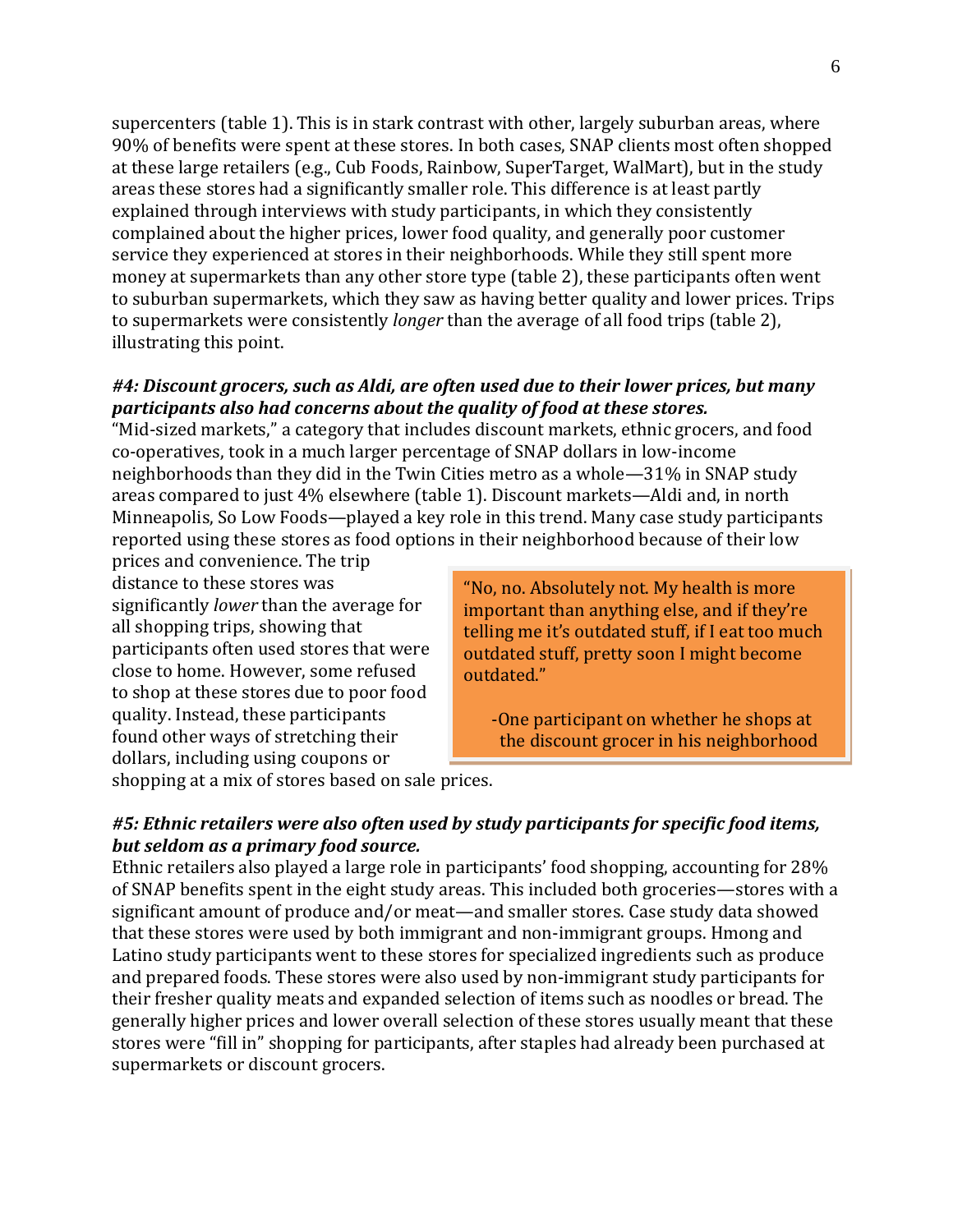supercenters (table 1). This is in stark contrast with other, largely suburban areas, where 90% of benefits were spent at these stores. In both cases, SNAP clients most often shopped at these large retailers (e.g., Cub Foods, Rainbow, SuperTarget, WalMart), but in the study areas these stores had a significantly smaller role. This difference is at least partly explained through interviews with study participants, in which they consistently complained about the higher prices, lower food quality, and generally poor customer service they experienced at stores in their neighborhoods. While they still spent more money at supermarkets than any other store type (table 2), these participants often went to suburban supermarkets, which they saw as having better quality and lower prices. Trips to supermarkets were consistently *longer* than the average of all food trips (table 2), illustrating this point.

### *#4: Discount grocers, such as Aldi, are often used due to their lower prices, but many participants also had concerns about the quality of food at these stores.*

"Mid-sized markets," a category that includes discount markets, ethnic grocers, and food co-operatives, took in a much larger percentage of SNAP dollars in low-income neighborhoods than they did in the Twin Cities metro as a whole—31% in SNAP study areas compared to just 4% elsewhere (table 1). Discount markets—Aldi and, in north Minneapolis, So Low Foods—played a key role in this trend. Many case study participants reported using these stores as food options in their neighborhood because of their low prices and convenience. The trip distance to these stores was significantly *lower* than the average for all shopping trips, showing that participants often used stores that were close to home. However, some refused to shop at these stores due to poor food quality. Instead, these participants found other ways of stretching their dollars, including using coupons or shopping at a mix of stores based on sale prices.

> "No, no. Absolutely not. My health is more important than anything else, and if they're telling me it's outdated stuff, if I eat too much outdated stuff, pretty soon I might become outdated."
>
> -One participant on whether he shops at the discount grocer in his neighborhood

### *#5: Ethnic retailers were also often used by study participants for specific food items, but seldom as a primary food source.*

Ethnic retailers also played a large role in participants' food shopping, accounting for 28% of SNAP benefits spent in the eight study areas. This included both groceries—stores with a significant amount of produce and/or meat—and smaller stores. Case study data showed that these stores were used by both immigrant and non-immigrant groups. Hmong and Latino study participants went to these stores for specialized ingredients such as produce and prepared foods. These stores were also used by non-immigrant study participants for their fresher quality meats and expanded selection of items such as noodles or bread. The generally higher prices and lower overall selection of these stores usually meant that these stores were "fill in" shopping for participants, after staples had already been purchased at supermarkets or discount grocers.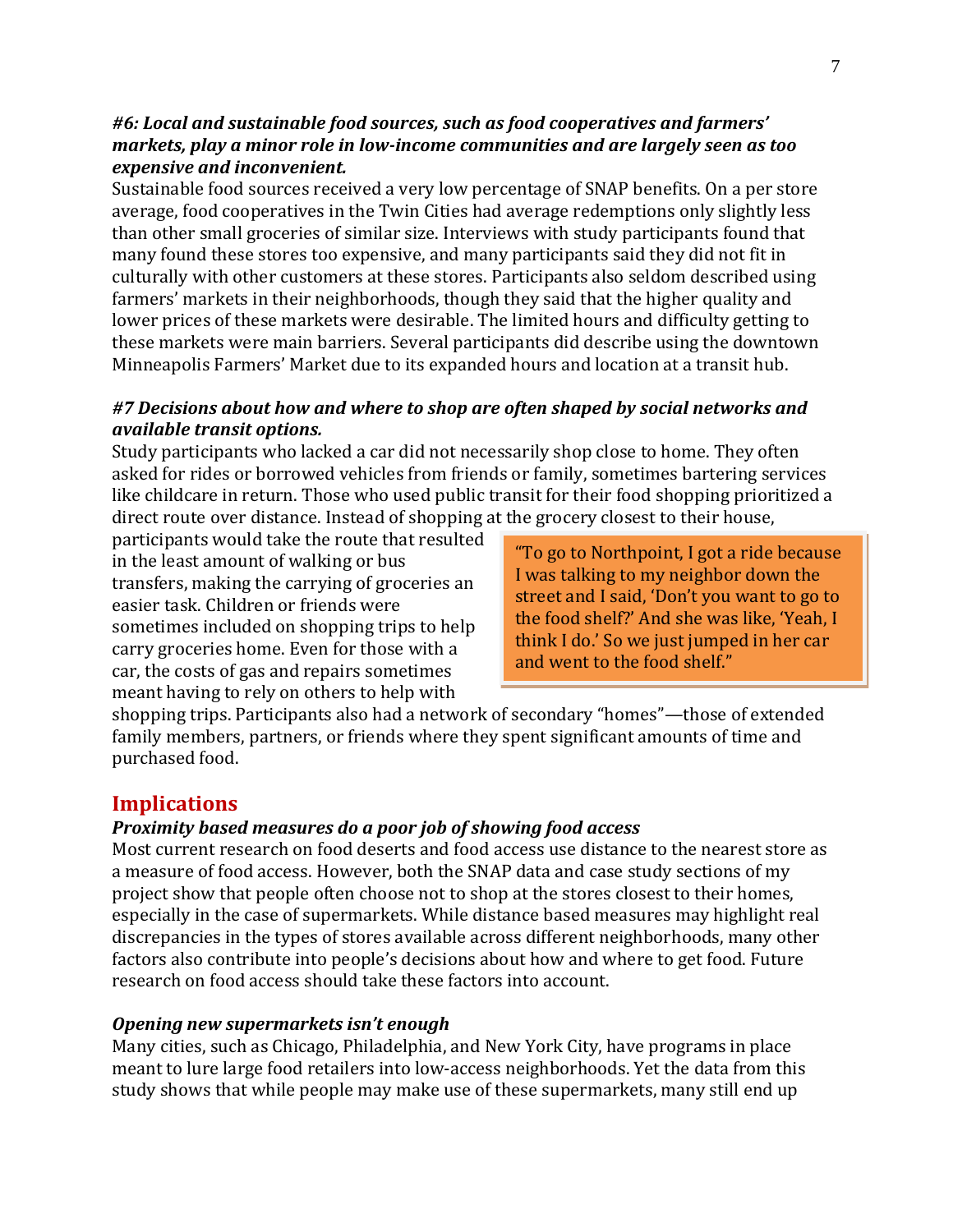***#6: Local and sustainable food sources, such as food cooperatives and farmers' markets, play a minor role in low-income communities and are largely seen as too expensive and inconvenient.***

Sustainable food sources received a very low percentage of SNAP benefits. On a per store average, food cooperatives in the Twin Cities had average redemptions only slightly less than other small groceries of similar size. Interviews with study participants found that many found these stores too expensive, and many participants said they did not fit in culturally with other customers at these stores. Participants also seldom described using farmers' markets in their neighborhoods, though they said that the higher quality and lower prices of these markets were desirable. The limited hours and difficulty getting to these markets were main barriers. Several participants did describe using the downtown Minneapolis Farmers' Market due to its expanded hours and location at a transit hub.

***#7 Decisions about how and where to shop are often shaped by social networks and available transit options.***

Study participants who lacked a car did not necessarily shop close to home. They often asked for rides or borrowed vehicles from friends or family, sometimes bartering services like childcare in return. Those who used public transit for their food shopping prioritized a direct route over distance. Instead of shopping at the grocery closest to their house, participants would take the route that resulted in the least amount of walking or bus transfers, making the carrying of groceries an easier task. Children or friends were sometimes included on shopping trips to help carry groceries home. Even for those with a car, the costs of gas and repairs sometimes meant having to rely on others to help with shopping trips. Participants also had a network of secondary "homes"—those of extended family members, partners, or friends where they spent significant amounts of time and purchased food.

> "To go to Northpoint, I got a ride because I was talking to my neighbor down the street and I said, 'Don't you want to go to the food shelf?' And she was like, 'Yeah, I think I do.' So we just jumped in her car and went to the food shelf."

## Implications

***Proximity based measures do a poor job of showing food access***

Most current research on food deserts and food access use distance to the nearest store as a measure of food access. However, both the SNAP data and case study sections of my project show that people often choose not to shop at the stores closest to their homes, especially in the case of supermarkets. While distance based measures may highlight real discrepancies in the types of stores available across different neighborhoods, many other factors also contribute into people's decisions about how and where to get food. Future research on food access should take these factors into account.

***Opening new supermarkets isn't enough***

Many cities, such as Chicago, Philadelphia, and New York City, have programs in place meant to lure large food retailers into low-access neighborhoods. Yet the data from this study shows that while people may make use of these supermarkets, many still end up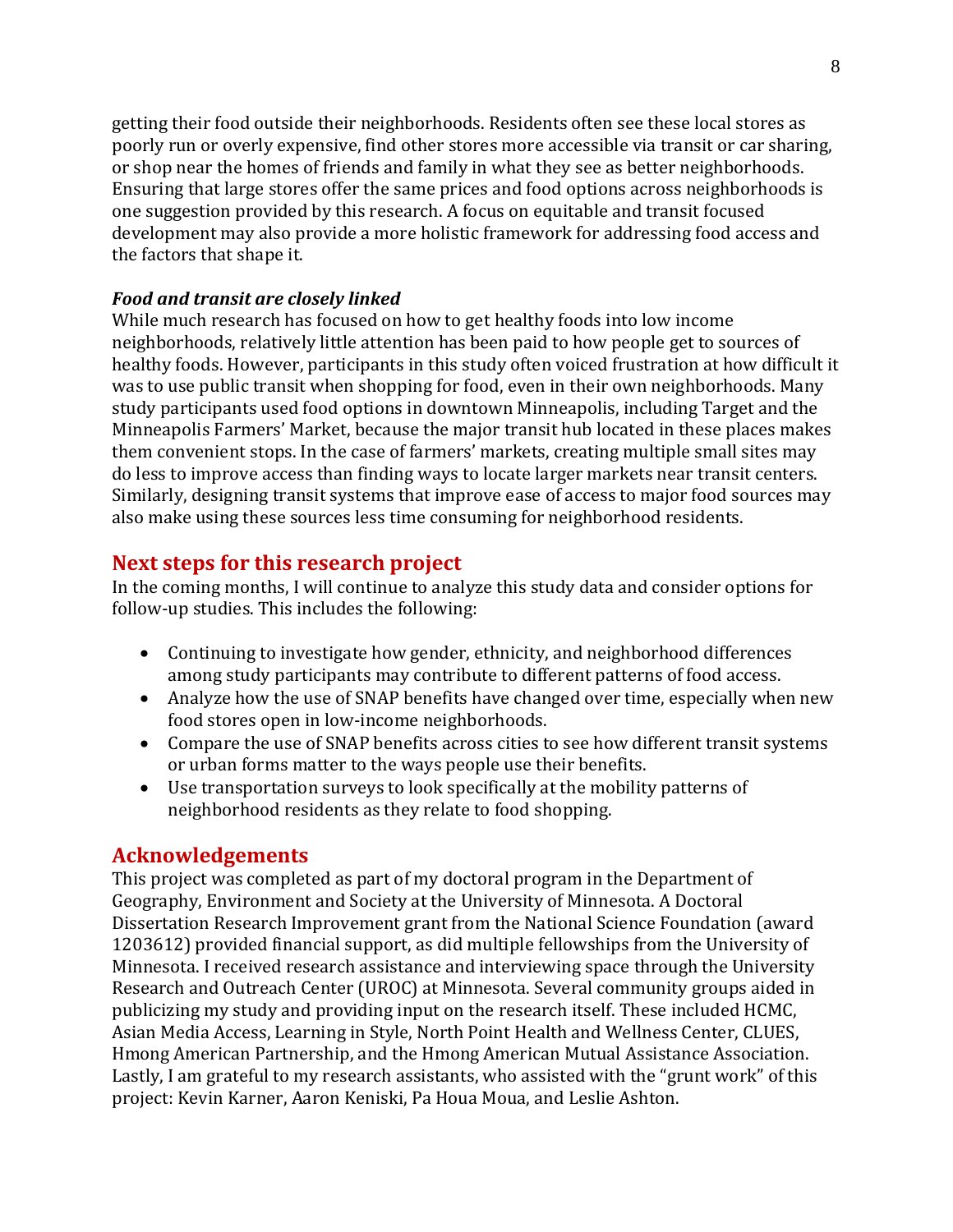getting their food outside their neighborhoods. Residents often see these local stores as poorly run or overly expensive, find other stores more accessible via transit or car sharing, or shop near the homes of friends and family in what they see as better neighborhoods. Ensuring that large stores offer the same prices and food options across neighborhoods is one suggestion provided by this research. A focus on equitable and transit focused development may also provide a more holistic framework for addressing food access and the factors that shape it.

***Food and transit are closely linked***

While much research has focused on how to get healthy foods into low income neighborhoods, relatively little attention has been paid to how people get to sources of healthy foods. However, participants in this study often voiced frustration at how difficult it was to use public transit when shopping for food, even in their own neighborhoods. Many study participants used food options in downtown Minneapolis, including Target and the Minneapolis Farmers' Market, because the major transit hub located in these places makes them convenient stops. In the case of farmers' markets, creating multiple small sites may do less to improve access than finding ways to locate larger markets near transit centers. Similarly, designing transit systems that improve ease of access to major food sources may also make using these sources less time consuming for neighborhood residents.

## Next steps for this research project

In the coming months, I will continue to analyze this study data and consider options for follow-up studies. This includes the following:

- Continuing to investigate how gender, ethnicity, and neighborhood differences among study participants may contribute to different patterns of food access.
- Analyze how the use of SNAP benefits have changed over time, especially when new food stores open in low-income neighborhoods.
- Compare the use of SNAP benefits across cities to see how different transit systems or urban forms matter to the ways people use their benefits.
- Use transportation surveys to look specifically at the mobility patterns of neighborhood residents as they relate to food shopping.

## Acknowledgements

This project was completed as part of my doctoral program in the Department of Geography, Environment and Society at the University of Minnesota. A Doctoral Dissertation Research Improvement grant from the National Science Foundation (award 1203612) provided financial support, as did multiple fellowships from the University of Minnesota. I received research assistance and interviewing space through the University Research and Outreach Center (UROC) at Minnesota. Several community groups aided in publicizing my study and providing input on the research itself. These included HCMC, Asian Media Access, Learning in Style, North Point Health and Wellness Center, CLUES, Hmong American Partnership, and the Hmong American Mutual Assistance Association. Lastly, I am grateful to my research assistants, who assisted with the "grunt work" of this project: Kevin Karner, Aaron Keniski, Pa Houa Moua, and Leslie Ashton.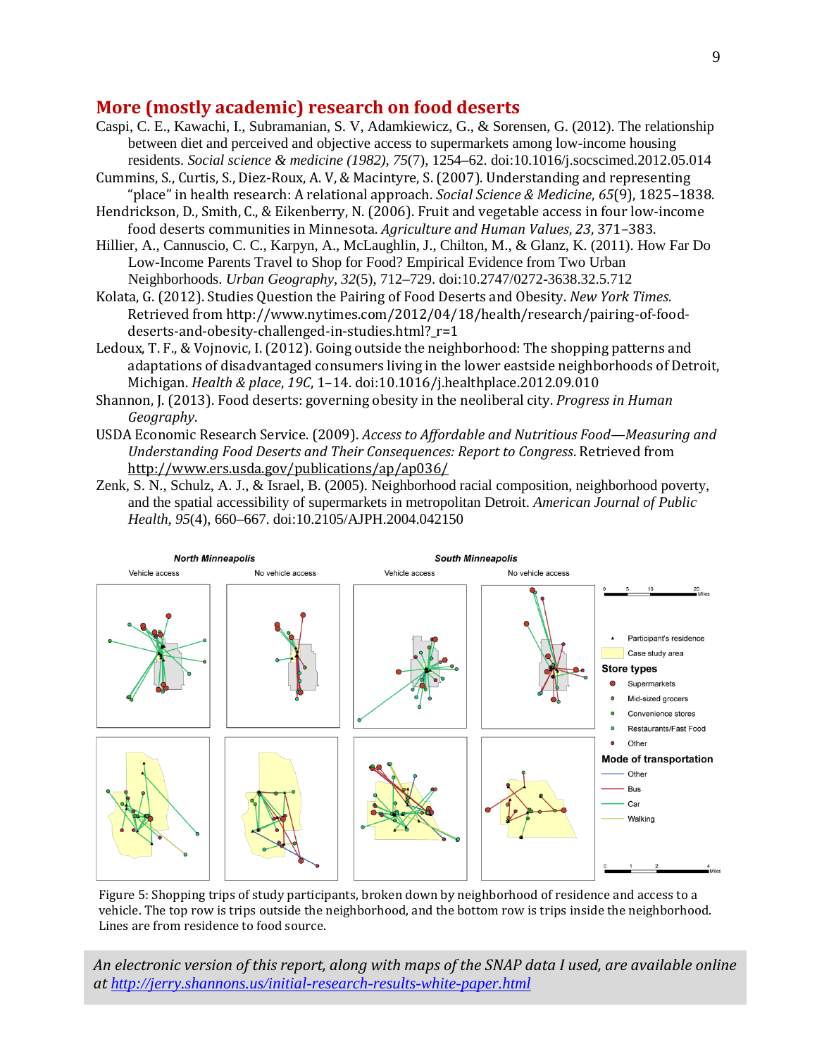## More (mostly academic) research on food deserts

Caspi, C. E., Kawachi, I., Subramanian, S. V, Adamkiewicz, G., & Sorensen, G. (2012). The relationship between diet and perceived and objective access to supermarkets among low-income housing residents. *Social science & medicine (1982)*, *75*(7), 1254–62. doi:10.1016/j.socscimed.2012.05.014

Cummins, S., Curtis, S., Diez-Roux, A. V, & Macintyre, S. (2007). Understanding and representing "place" in health research: A relational approach. *Social Science & Medicine*, *65*(9), 1825–1838.

Hendrickson, D., Smith, C., & Eikenberry, N. (2006). Fruit and vegetable access in four low-income food deserts communities in Minnesota. *Agriculture and Human Values*, *23*, 371–383.

Hillier, A., Cannuscio, C. C., Karpyn, A., McLaughlin, J., Chilton, M., & Glanz, K. (2011). How Far Do Low-Income Parents Travel to Shop for Food? Empirical Evidence from Two Urban Neighborhoods. *Urban Geography*, *32*(5), 712–729. doi:10.2747/0272-3638.32.5.712

Kolata, G. (2012). Studies Question the Pairing of Food Deserts and Obesity. *New York Times*. Retrieved from http://www.nytimes.com/2012/04/18/health/research/pairing-of-food-deserts-and-obesity-challenged-in-studies.html?_r=1

Ledoux, T. F., & Vojnovic, I. (2012). Going outside the neighborhood: The shopping patterns and adaptations of disadvantaged consumers living in the lower eastside neighborhoods of Detroit, Michigan. *Health & place*, *19C*, 1–14. doi:10.1016/j.healthplace.2012.09.010

Shannon, J. (2013). Food deserts: governing obesity in the neoliberal city. *Progress in Human Geography*.

USDA Economic Research Service. (2009). *Access to Affordable and Nutritious Food—Measuring and Understanding Food Deserts and Their Consequences: Report to Congress*. Retrieved from http://www.ers.usda.gov/publications/ap/ap036/

Zenk, S. N., Schulz, A. J., & Israel, B. (2005). Neighborhood racial composition, neighborhood poverty, and the spatial accessibility of supermarkets in metropolitan Detroit. *American Journal of Public Health*, *95*(4), 660–667. doi:10.2105/AJPH.2004.042150

North Minneapolis
Vehicle access
No vehicle access
South Minneapolis
Vehicle access
No vehicle access
0 5 10 20 Miles
Participant's residence
Case study area
Store types
Supermarkets
Mid-sized grocers
Convenience stores
Restaurants/Fast Food
Other
Mode of transportation
Other
Bus
Car
Walking
0 1 2 4 Miles

Figure 5: Shopping trips of study participants, broken down by neighborhood of residence and access to a vehicle. The top row is trips outside the neighborhood, and the bottom row is trips inside the neighborhood. Lines are from residence to food source.

*An electronic version of this report, along with maps of the SNAP data I used, are available online at http://jerry.shannons.us/initial-research-results-white-paper.html*